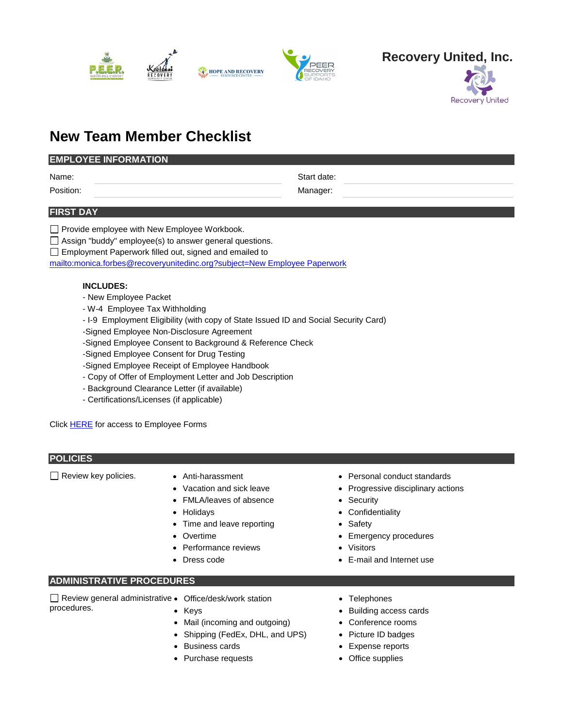**Recovery United, Inc.**

# New Team Member Checklist

## EMPLOYEE INFORMATION

| Name: | | Start date: | |
|---|---|---|---|
| Position: | | Manager: | |

## FIRST DAY

- ☐ Provide employee with New Employee Workbook.
- ☐ Assign "buddy" employee(s) to answer general questions.
- ☐ Employment Paperwork filled out, signed and emailed to [mailto:monica.forbes@recoveryunitedinc.org?subject=New Employee Paperwork](mailto:monica.forbes@recoveryunitedinc.org?subject=New%20Employee%20Paperwork)

**INCLUDES:**

- New Employee Packet
- W-4 Employee Tax Withholding
- I-9 Employment Eligibility (with copy of State Issued ID and Social Security Card)
- Signed Employee Non-Disclosure Agreement
- Signed Employee Consent to Background & Reference Check
- Signed Employee Consent for Drug Testing
- Signed Employee Receipt of Employee Handbook
- Copy of Offer of Employment Letter and Job Description
- Background Clearance Letter (if available)
- Certifications/Licenses (if applicable)

Click HERE for access to Employee Forms

## POLICIES

☐ Review key policies.

- Anti-harassment
- Vacation and sick leave
- FMLA/leaves of absence
- Holidays
- Time and leave reporting
- Overtime
- Performance reviews
- Dress code
- Personal conduct standards
- Progressive disciplinary actions
- Security
- Confidentiality
- Safety
- Emergency procedures
- Visitors
- E-mail and Internet use

## ADMINISTRATIVE PROCEDURES

☐ Review general administrative procedures.

- Office/desk/work station
- Keys
- Mail (incoming and outgoing)
- Shipping (FedEx, DHL, and UPS)
- Business cards
- Purchase requests
- Telephones
- Building access cards
- Conference rooms
- Picture ID badges
- Expense reports
- Office supplies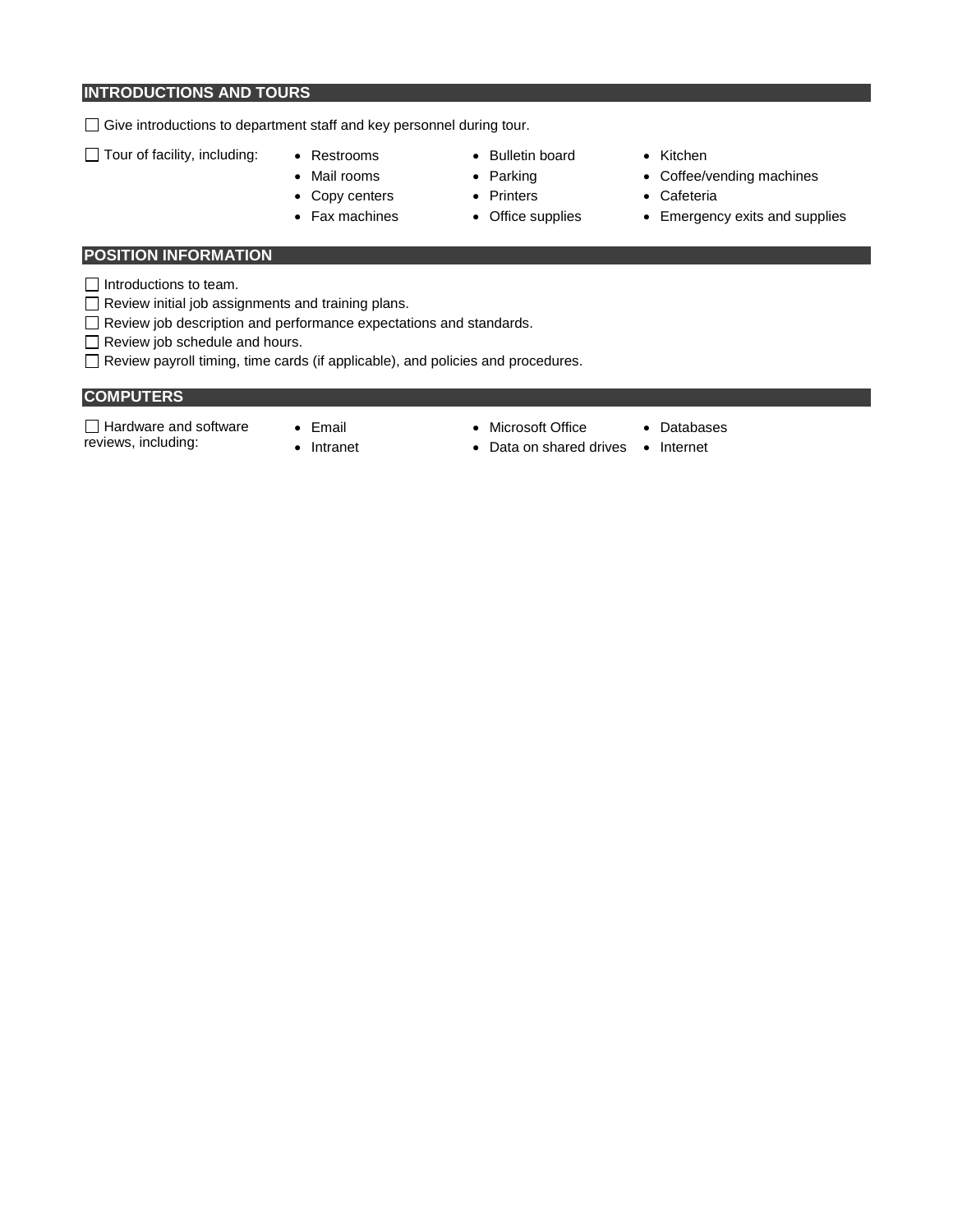## INTRODUCTIONS AND TOURS

- [ ] Give introductions to department staff and key personnel during tour.
- [ ] Tour of facility, including:
  - Restrooms
  - Mail rooms
  - Copy centers
  - Fax machines
  - Bulletin board
  - Parking
  - Printers
  - Office supplies
  - Kitchen
  - Coffee/vending machines
  - Cafeteria
  - Emergency exits and supplies

## POSITION INFORMATION

- [ ] Introductions to team.
- [ ] Review initial job assignments and training plans.
- [ ] Review job description and performance expectations and standards.
- [ ] Review job schedule and hours.
- [ ] Review payroll timing, time cards (if applicable), and policies and procedures.

## COMPUTERS

- [ ] Hardware and software reviews, including:
  - Email
  - Intranet
  - Microsoft Office
  - Data on shared drives
  - Databases
  - Internet